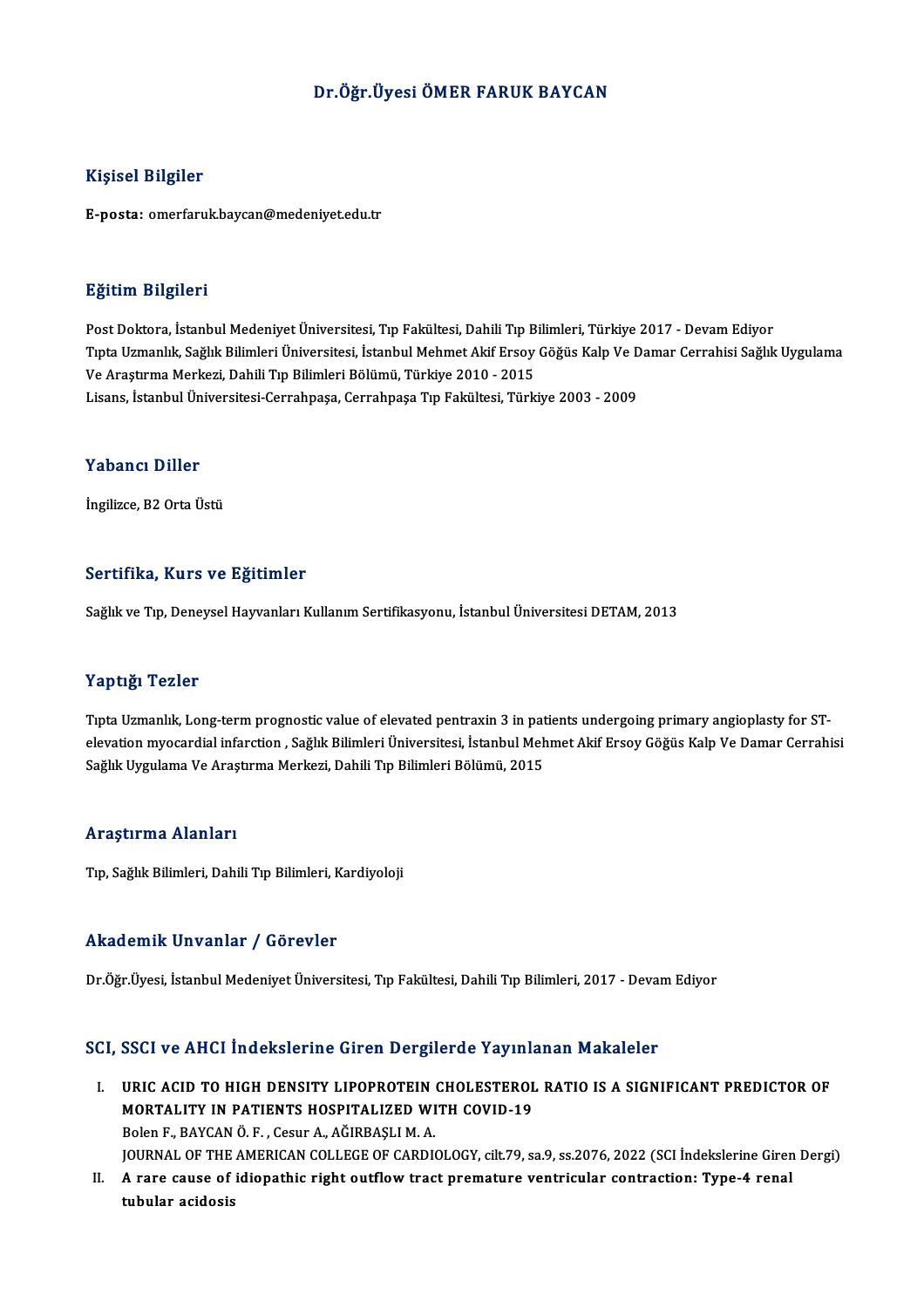# Dr.Öğr.Üyesi ÖMER FARUK BAYCAN

## Kişisel Bilgiler

**E-posta:** omerfaruk.baycan@medeniyet.edu.tr

## Eğitim Bilgileri

Post Doktora, İstanbul Medeniyet Üniversitesi, Tıp Fakültesi, Dahili Tıp Bilimleri, Türkiye 2017 - Devam Ediyor
Tıpta Uzmanlık, Sağlık Bilimleri Üniversitesi, İstanbul Mehmet Akif Ersoy Göğüs Kalp Ve Damar Cerrahisi Sağlık Uygulama Ve Araştırma Merkezi, Dahili Tıp Bilimleri Bölümü, Türkiye 2010 - 2015
Lisans, İstanbul Üniversitesi-Cerrahpaşa, Cerrahpaşa Tıp Fakültesi, Türkiye 2003 - 2009

## Yabancı Diller

İngilizce, B2 Orta Üstü

## Sertifika, Kurs ve Eğitimler

Sağlık ve Tıp, Deneysel Hayvanları Kullanım Sertifikasyonu, İstanbul Üniversitesi DETAM, 2013

## Yaptığı Tezler

Tıpta Uzmanlık, Long-term prognostic value of elevated pentraxin 3 in patients undergoing primary angioplasty for ST-elevation myocardial infarction , Sağlık Bilimleri Üniversitesi, İstanbul Mehmet Akif Ersoy Göğüs Kalp Ve Damar Cerrahisi Sağlık Uygulama Ve Araştırma Merkezi, Dahili Tıp Bilimleri Bölümü, 2015

## Araştırma Alanları

Tıp, Sağlık Bilimleri, Dahili Tıp Bilimleri, Kardiyoloji

## Akademik Unvanlar / Görevler

Dr.Öğr.Üyesi, İstanbul Medeniyet Üniversitesi, Tıp Fakültesi, Dahili Tıp Bilimleri, 2017 - Devam Ediyor

## SCI, SSCI ve AHCI İndekslerine Giren Dergilerde Yayınlanan Makaleler

I. **URIC ACID TO HIGH DENSITY LIPOPROTEIN CHOLESTEROL RATIO IS A SIGNIFICANT PREDICTOR OF MORTALITY IN PATIENTS HOSPITALIZED WITH COVID-19**
   Bolen F., BAYCAN Ö. F. , Cesur A., AĞIRBAŞLI M. A.
   JOURNAL OF THE AMERICAN COLLEGE OF CARDIOLOGY, cilt.79, sa.9, ss.2076, 2022 (SCI İndekslerine Giren Dergi)

II. **A rare cause of idiopathic right outflow tract premature ventricular contraction: Type-4 renal tubular acidosis**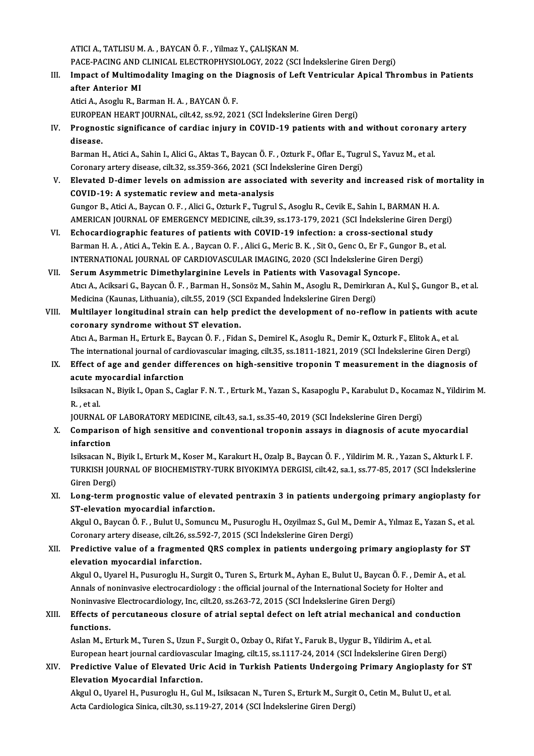ATICI A., TATLISU M. A. , BAYCAN Ö. F. , Yilmaz Y., ÇALIŞKAN M.
PACE-PACING AND CLINICAL ELECTROPHYSIOLOGY, 2022 (SCI İndekslerine Giren Dergi)

III. **Impact of Multimodality Imaging on the Diagnosis of Left Ventricular Apical Thrombus in Patients after Anterior MI**
Atici A., Asoglu R., Barman H. A. , BAYCAN Ö. F.
EUROPEAN HEART JOURNAL, cilt.42, ss.92, 2021 (SCI İndekslerine Giren Dergi)

IV. **Prognostic significance of cardiac injury in COVID-19 patients with and without coronary artery disease.**
Barman H., Atici A., Sahin I., Alici G., Aktas T., Baycan Ö. F. , Ozturk F., Oflar E., Tugrul S., Yavuz M., et al.
Coronary artery disease, cilt.32, ss.359-366, 2021 (SCI İndekslerine Giren Dergi)

V. **Elevated D-dimer levels on admission are associated with severity and increased risk of mortality in COVID-19: A systematic review and meta-analysis**
Gungor B., Atici A., Baycan O. F. , Alici G., Ozturk F., Tugrul S., Asoglu R., Cevik E., Sahin I., BARMAN H. A.
AMERICAN JOURNAL OF EMERGENCY MEDICINE, cilt.39, ss.173-179, 2021 (SCI İndekslerine Giren Dergi)

VI. **Echocardiographic features of patients with COVID-19 infection: a cross-sectional study**
Barman H. A. , Atici A., Tekin E. A. , Baycan O. F. , Alici G., Meric B. K. , Sit O., Genc O., Er F., Gungor B., et al.
INTERNATIONAL JOURNAL OF CARDIOVASCULAR IMAGING, 2020 (SCI İndekslerine Giren Dergi)

VII. **Serum Asymmetric Dimethylarginine Levels in Patients with Vasovagal Syncope.**
Atıcı A., Aciksari G., Baycan Ö. F. , Barman H., Sonsöz M., Sahin M., Asoglu R., Demirkıran A., Kul Ş., Gungor B., et al.
Medicina (Kaunas, Lithuania), cilt.55, 2019 (SCI Expanded İndekslerine Giren Dergi)

VIII. **Multilayer longitudinal strain can help predict the development of no-reflow in patients with acute coronary syndrome without ST elevation.**
Atıcı A., Barman H., Erturk E., Baycan Ö. F. , Fidan S., Demirel K., Asoglu R., Demir K., Ozturk F., Elitok A., et al.
The international journal of cardiovascular imaging, cilt.35, ss.1811-1821, 2019 (SCI İndekslerine Giren Dergi)

IX. **Effect of age and gender differences on high-sensitive troponin T measurement in the diagnosis of acute myocardial infarction**
Isiksacan N., Biyik I., Opan S., Caglar F. N. T. , Erturk M., Yazan S., Kasapoglu P., Karabulut D., Kocamaz N., Yildirim M. R. , et al.
JOURNAL OF LABORATORY MEDICINE, cilt.43, sa.1, ss.35-40, 2019 (SCI İndekslerine Giren Dergi)

X. **Comparison of high sensitive and conventional troponin assays in diagnosis of acute myocardial infarction**
Isiksacan N., Biyik I., Erturk M., Koser M., Karakurt H., Ozalp B., Baycan Ö. F. , Yildirim M. R. , Yazan S., Akturk I. F.
TURKISH JOURNAL OF BIOCHEMISTRY-TURK BIYOKIMYA DERGISI, cilt.42, sa.1, ss.77-85, 2017 (SCI İndekslerine Giren Dergi)

XI. **Long-term prognostic value of elevated pentraxin 3 in patients undergoing primary angioplasty for ST-elevation myocardial infarction.**
Akgul O., Baycan Ö. F. , Bulut U., Somuncu M., Pusuroglu H., Ozyilmaz S., Gul M., Demir A., Yılmaz E., Yazan S., et al.
Coronary artery disease, cilt.26, ss.592-7, 2015 (SCI İndekslerine Giren Dergi)

XII. **Predictive value of a fragmented QRS complex in patients undergoing primary angioplasty for ST elevation myocardial infarction.**
Akgul O., Uyarel H., Pusuroglu H., Surgit O., Turen S., Erturk M., Ayhan E., Bulut U., Baycan Ö. F. , Demir A., et al.
Annals of noninvasive electrocardiology : the official journal of the International Society for Holter and Noninvasive Electrocardiology, Inc, cilt.20, ss.263-72, 2015 (SCI İndekslerine Giren Dergi)

XIII. **Effects of percutaneous closure of atrial septal defect on left atrial mechanical and conduction functions.**
Aslan M., Erturk M., Turen S., Uzun F., Surgit O., Ozbay O., Rifat Y., Faruk B., Uygur B., Yildirim A., et al.
European heart journal cardiovascular Imaging, cilt.15, ss.1117-24, 2014 (SCI İndekslerine Giren Dergi)

XIV. **Predictive Value of Elevated Uric Acid in Turkish Patients Undergoing Primary Angioplasty for ST Elevation Myocardial Infarction.**
Akgul O., Uyarel H., Pusuroglu H., Gul M., Isiksacan N., Turen S., Erturk M., Surgit O., Cetin M., Bulut U., et al.
Acta Cardiologica Sinica, cilt.30, ss.119-27, 2014 (SCI İndekslerine Giren Dergi)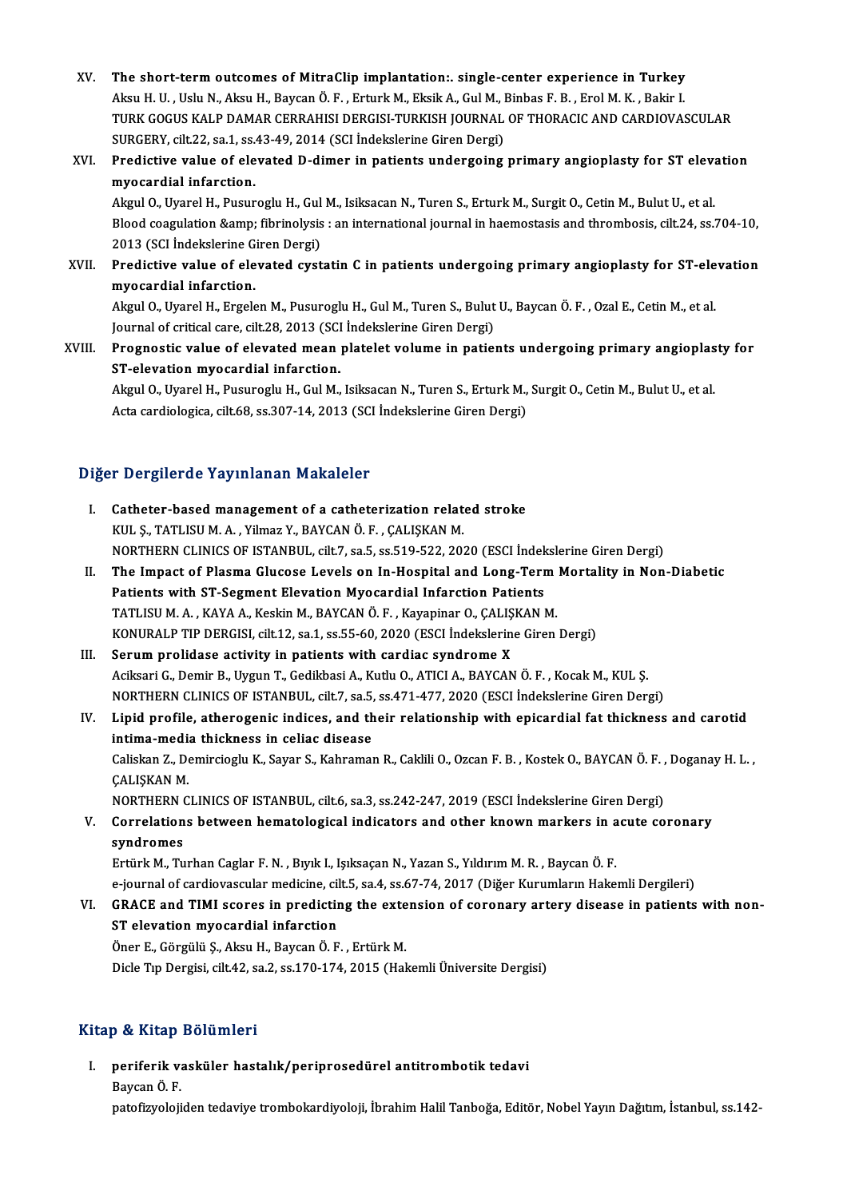XV. **The short-term outcomes of MitraClip implantation:. single-center experience in Turkey**
Aksu H. U. , Uslu N., Aksu H., Baycan Ö. F. , Erturk M., Eksik A., Gul M., Binbas F. B. , Erol M. K. , Bakir I.
TURK GOGUS KALP DAMAR CERRAHISI DERGISI-TURKISH JOURNAL OF THORACIC AND CARDIOVASCULAR SURGERY, cilt.22, sa.1, ss.43-49, 2014 (SCI İndekslerine Giren Dergi)

XVI. **Predictive value of elevated D-dimer in patients undergoing primary angioplasty for ST elevation myocardial infarction.**
Akgul O., Uyarel H., Pusuroglu H., Gul M., Isiksacan N., Turen S., Erturk M., Surgit O., Cetin M., Bulut U., et al.
Blood coagulation &amp; fibrinolysis : an international journal in haemostasis and thrombosis, cilt.24, ss.704-10, 2013 (SCI İndekslerine Giren Dergi)

XVII. **Predictive value of elevated cystatin C in patients undergoing primary angioplasty for ST-elevation myocardial infarction.**
Akgul O., Uyarel H., Ergelen M., Pusuroglu H., Gul M., Turen S., Bulut U., Baycan Ö. F. , Ozal E., Cetin M., et al.
Journal of critical care, cilt.28, 2013 (SCI İndekslerine Giren Dergi)

XVIII. **Prognostic value of elevated mean platelet volume in patients undergoing primary angioplasty for ST-elevation myocardial infarction.**
Akgul O., Uyarel H., Pusuroglu H., Gul M., Isiksacan N., Turen S., Erturk M., Surgit O., Cetin M., Bulut U., et al.
Acta cardiologica, cilt.68, ss.307-14, 2013 (SCI İndekslerine Giren Dergi)

## Diğer Dergilerde Yayınlanan Makaleler

I. **Catheter-based management of a catheterization related stroke**
KUL Ş., TATLISU M. A. , Yilmaz Y., BAYCAN Ö. F. , ÇALIŞKAN M.
NORTHERN CLINICS OF ISTANBUL, cilt.7, sa.5, ss.519-522, 2020 (ESCI İndekslerine Giren Dergi)

II. **The Impact of Plasma Glucose Levels on In-Hospital and Long-Term Mortality in Non-Diabetic Patients with ST-Segment Elevation Myocardial Infarction Patients**
TATLISU M. A. , KAYA A., Keskin M., BAYCAN Ö. F. , Kayapinar O., ÇALIŞKAN M.
KONURALP TIP DERGISI, cilt.12, sa.1, ss.55-60, 2020 (ESCI İndekslerine Giren Dergi)

III. **Serum prolidase activity in patients with cardiac syndrome X**
Aciksari G., Demir B., Uygun T., Gedikbasi A., Kutlu O., ATICI A., BAYCAN Ö. F. , Kocak M., KUL Ş.
NORTHERN CLINICS OF ISTANBUL, cilt.7, sa.5, ss.471-477, 2020 (ESCI İndekslerine Giren Dergi)

IV. **Lipid profile, atherogenic indices, and their relationship with epicardial fat thickness and carotid intima-media thickness in celiac disease**
Caliskan Z., Demircioglu K., Sayar S., Kahraman R., Caklili O., Ozcan F. B. , Kostek O., BAYCAN Ö. F. , Doganay H. L. , ÇALIŞKAN M.
NORTHERN CLINICS OF ISTANBUL, cilt.6, sa.3, ss.242-247, 2019 (ESCI İndekslerine Giren Dergi)

V. **Correlations between hematological indicators and other known markers in acute coronary syndromes**
Ertürk M., Turhan Caglar F. N. , Bıyık I., Işıksaçan N., Yazan S., Yıldırım M. R. , Baycan Ö. F.
e-journal of cardiovascular medicine, cilt.5, sa.4, ss.67-74, 2017 (Diğer Kurumların Hakemli Dergileri)

VI. **GRACE and TIMI scores in predicting the extension of coronary artery disease in patients with non-ST elevation myocardial infarction**
Öner E., Görgülü Ş., Aksu H., Baycan Ö. F. , Ertürk M.
Dicle Tıp Dergisi, cilt.42, sa.2, ss.170-174, 2015 (Hakemli Üniversite Dergisi)

## Kitap & Kitap Bölümleri

I. **periferik vasküler hastalık/periprosedürel antitrombotik tedavi**
Baycan Ö. F.
patofizyolojiden tedaviye trombokardiyoloji, İbrahim Halil Tanboğa, Editör, Nobel Yayın Dağıtım, İstanbul, ss.142-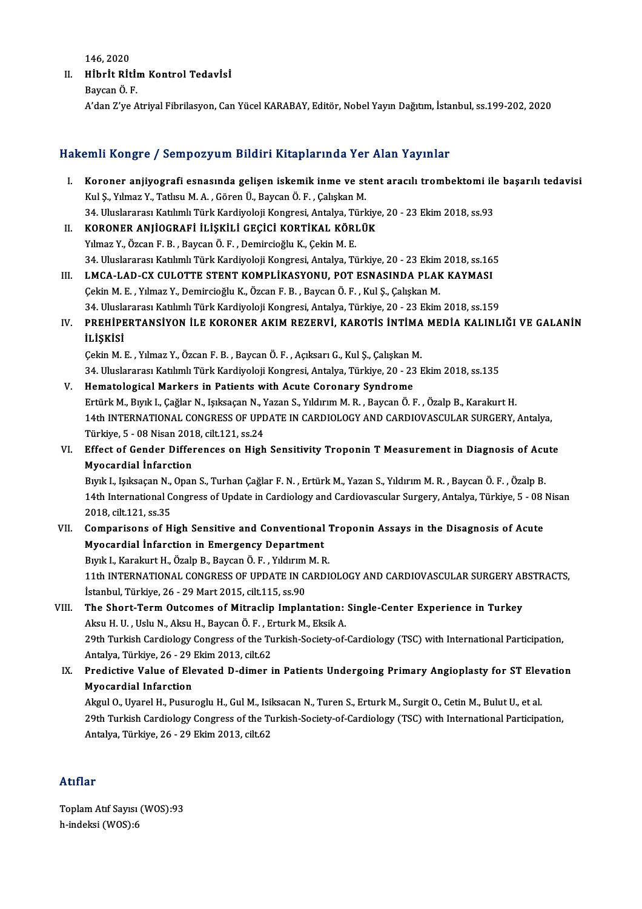146, 2020

II. **Hİbrİt Rİtİm Kontrol Tedavİsİ**
Baycan Ö. F.
A'dan Z'ye Atriyal Fibrilasyon, Can Yücel KARABAY, Editör, Nobel Yayın Dağıtım, İstanbul, ss.199-202, 2020

## Hakemli Kongre / Sempozyum Bildiri Kitaplarında Yer Alan Yayınlar

I. **Koroner anjiyografi esnasında gelişen iskemik inme ve stent aracılı trombektomi ile başarılı tedavisi**
Kul Ş., Yılmaz Y., Tatlısu M. A. , Gören Ü., Baycan Ö. F. , Çalışkan M.
34. Uluslararası Katılımlı Türk Kardiyoloji Kongresi, Antalya, Türkiye, 20 - 23 Ekim 2018, ss.93

II. **KORONER ANJİOGRAFİ İLİŞKİLİ GEÇİCİ KORTİKAL KÖRLÜK**
Yılmaz Y., Özcan F. B. , Baycan Ö. F. , Demircioğlu K., Çekin M. E.
34. Uluslararası Katılımlı Türk Kardiyoloji Kongresi, Antalya, Türkiye, 20 - 23 Ekim 2018, ss.165

III. **LMCA-LAD-CX CULOTTE STENT KOMPLİKASYONU, POT ESNASINDA PLAK KAYMASI**
Çekin M. E. , Yılmaz Y., Demircioğlu K., Özcan F. B. , Baycan Ö. F. , Kul Ş., Çalışkan M.
34. Uluslararası Katılımlı Türk Kardiyoloji Kongresi, Antalya, Türkiye, 20 - 23 Ekim 2018, ss.159

IV. **PREHİPERTANSİYON İLE KORONER AKIM REZERVİ, KAROTİS İNTİMA MEDİA KALINLIĞI VE GALANİN İLİŞKİSİ**
Çekin M. E. , Yılmaz Y., Özcan F. B. , Baycan Ö. F. , Açıksarı G., Kul Ş., Çalışkan M.
34. Uluslararası Katılımlı Türk Kardiyoloji Kongresi, Antalya, Türkiye, 20 - 23 Ekim 2018, ss.135

V. **Hematological Markers in Patients with Acute Coronary Syndrome**
Ertürk M., Bıyık I., Çağlar N., Işıksaçan N., Yazan S., Yıldırım M. R. , Baycan Ö. F. , Özalp B., Karakurt H.
14th INTERNATIONAL CONGRESS OF UPDATE IN CARDIOLOGY AND CARDIOVASCULAR SURGERY, Antalya, Türkiye, 5 - 08 Nisan 2018, cilt.121, ss.24

VI. **Effect of Gender Differences on High Sensitivity Troponin T Measurement in Diagnosis of Acute Myocardial İnfarction**
Bıyık I., Işıksaçan N., Opan S., Turhan Çağlar F. N. , Ertürk M., Yazan S., Yıldırım M. R. , Baycan Ö. F. , Özalp B.
14th International Congress of Update in Cardiology and Cardiovascular Surgery, Antalya, Türkiye, 5 - 08 Nisan 2018, cilt.121, ss.35

VII. **Comparisons of High Sensitive and Conventional Troponin Assays in the Disagnosis of Acute Myocardial İnfarction in Emergency Department**
Bıyık I., Karakurt H., Özalp B., Baycan Ö. F. , Yıldırım M. R.
11th INTERNATIONAL CONGRESS OF UPDATE IN CARDIOLOGY AND CARDIOVASCULAR SURGERY ABSTRACTS, İstanbul, Türkiye, 26 - 29 Mart 2015, cilt.115, ss.90

VIII. **The Short-Term Outcomes of Mitraclip Implantation: Single-Center Experience in Turkey**
Aksu H. U. , Uslu N., Aksu H., Baycan Ö. F. , Erturk M., Eksik A.
29th Turkish Cardiology Congress of the Turkish-Society-of-Cardiology (TSC) with International Participation, Antalya, Türkiye, 26 - 29 Ekim 2013, cilt.62

IX. **Predictive Value of Elevated D-dimer in Patients Undergoing Primary Angioplasty for ST Elevation Myocardial Infarction**
Akgul O., Uyarel H., Pusuroglu H., Gul M., Isiksacan N., Turen S., Erturk M., Surgit O., Cetin M., Bulut U., et al.
29th Turkish Cardiology Congress of the Turkish-Society-of-Cardiology (TSC) with International Participation, Antalya, Türkiye, 26 - 29 Ekim 2013, cilt.62

## Atıflar

Toplam Atıf Sayısı (WOS):93
h-indeksi (WOS):6